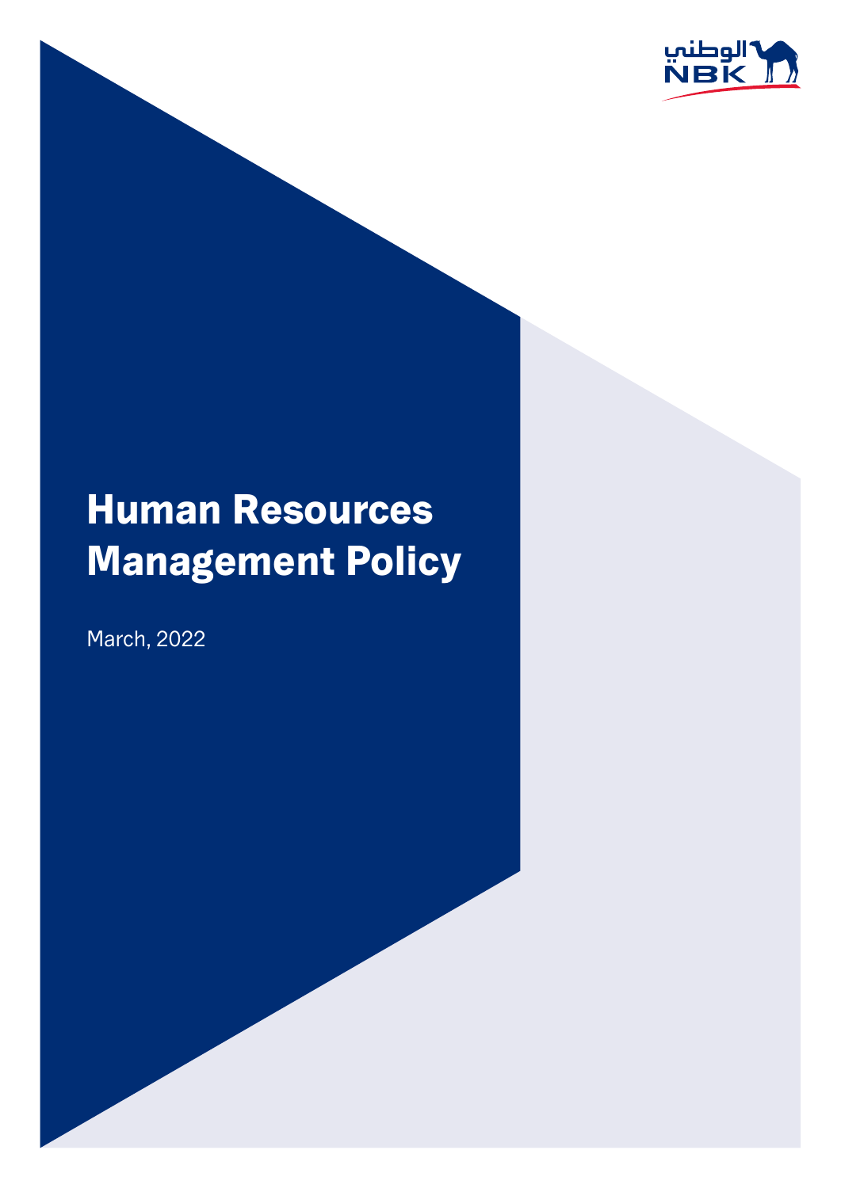الوطني
NBK

# Human Resources Management Policy

March, 2022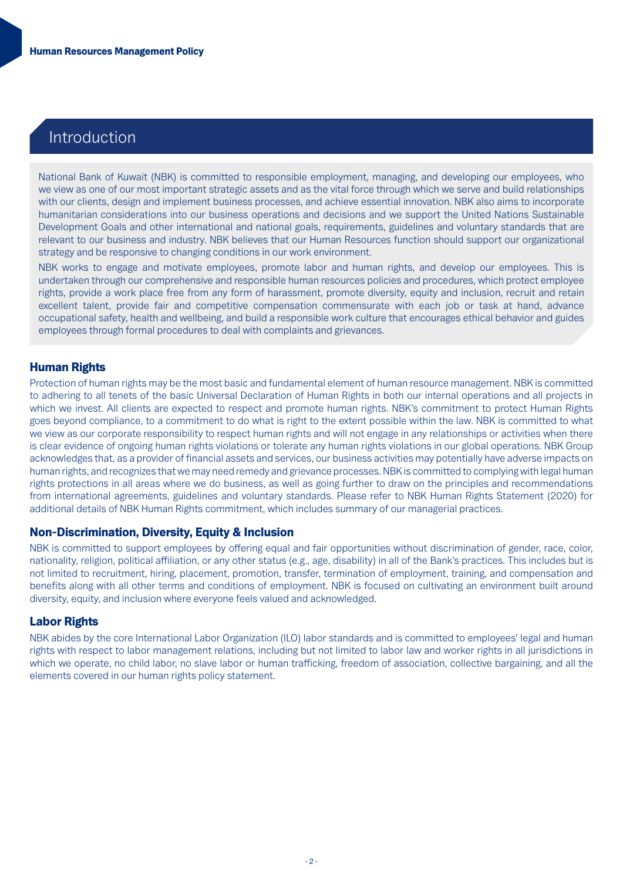## Introduction

National Bank of Kuwait (NBK) is committed to responsible employment, managing, and developing our employees, who we view as one of our most important strategic assets and as the vital force through which we serve and build relationships with our clients, design and implement business processes, and achieve essential innovation. NBK also aims to incorporate humanitarian considerations into our business operations and decisions and we support the United Nations Sustainable Development Goals and other international and national goals, requirements, guidelines and voluntary standards that are relevant to our business and industry. NBK believes that our Human Resources function should support our organizational strategy and be responsive to changing conditions in our work environment.

NBK works to engage and motivate employees, promote labor and human rights, and develop our employees. This is undertaken through our comprehensive and responsible human resources policies and procedures, which protect employee rights, provide a work place free from any form of harassment, promote diversity, equity and inclusion, recruit and retain excellent talent, provide fair and competitive compensation commensurate with each job or task at hand, advance occupational safety, health and wellbeing, and build a responsible work culture that encourages ethical behavior and guides employees through formal procedures to deal with complaints and grievances.

### Human Rights

Protection of human rights may be the most basic and fundamental element of human resource management. NBK is committed to adhering to all tenets of the basic Universal Declaration of Human Rights in both our internal operations and all projects in which we invest. All clients are expected to respect and promote human rights. NBK's commitment to protect Human Rights goes beyond compliance, to a commitment to do what is right to the extent possible within the law. NBK is committed to what we view as our corporate responsibility to respect human rights and will not engage in any relationships or activities when there is clear evidence of ongoing human rights violations or tolerate any human rights violations in our global operations. NBK Group acknowledges that, as a provider of financial assets and services, our business activities may potentially have adverse impacts on human rights, and recognizes that we may need remedy and grievance processes. NBK is committed to complying with legal human rights protections in all areas where we do business, as well as going further to draw on the principles and recommendations from international agreements, guidelines and voluntary standards. Please refer to NBK Human Rights Statement (2020) for additional details of NBK Human Rights commitment, which includes summary of our managerial practices.

### Non-Discrimination, Diversity, Equity & Inclusion

NBK is committed to support employees by offering equal and fair opportunities without discrimination of gender, race, color, nationality, religion, political affiliation, or any other status (e.g., age, disability) in all of the Bank's practices. This includes but is not limited to recruitment, hiring, placement, promotion, transfer, termination of employment, training, and compensation and benefits along with all other terms and conditions of employment. NBK is focused on cultivating an environment built around diversity, equity, and inclusion where everyone feels valued and acknowledged.

### Labor Rights

NBK abides by the core International Labor Organization (ILO) labor standards and is committed to employees' legal and human rights with respect to labor management relations, including but not limited to labor law and worker rights in all jurisdictions in which we operate, no child labor, no slave labor or human trafficking, freedom of association, collective bargaining, and all the elements covered in our human rights policy statement.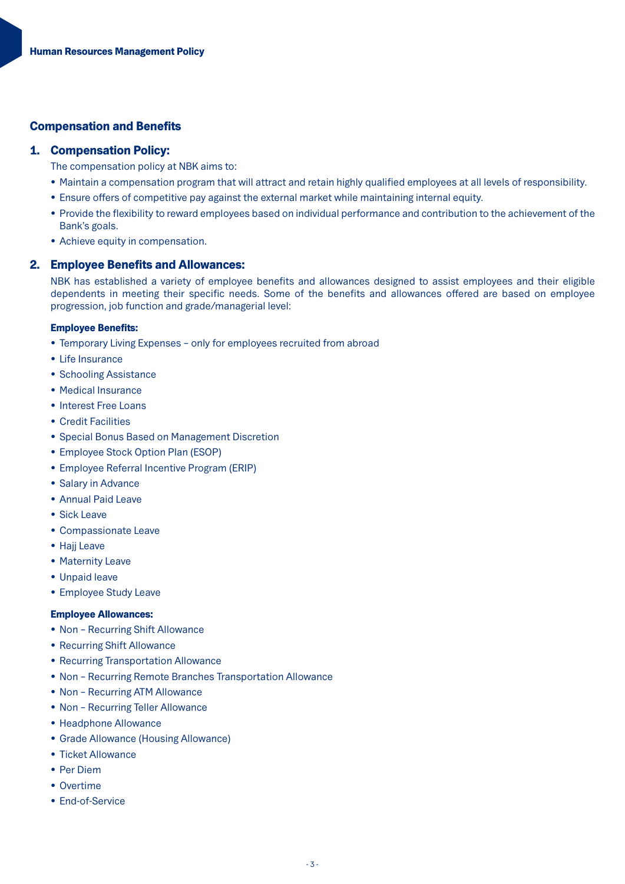## Compensation and Benefits

### 1. Compensation Policy:

The compensation policy at NBK aims to:

- Maintain a compensation program that will attract and retain highly qualified employees at all levels of responsibility.
- Ensure offers of competitive pay against the external market while maintaining internal equity.
- Provide the flexibility to reward employees based on individual performance and contribution to the achievement of the Bank's goals.
- Achieve equity in compensation.

### 2. Employee Benefits and Allowances:

NBK has established a variety of employee benefits and allowances designed to assist employees and their eligible dependents in meeting their specific needs. Some of the benefits and allowances offered are based on employee progression, job function and grade/managerial level:

**Employee Benefits:**

- Temporary Living Expenses – only for employees recruited from abroad
- Life Insurance
- Schooling Assistance
- Medical Insurance
- Interest Free Loans
- Credit Facilities
- Special Bonus Based on Management Discretion
- Employee Stock Option Plan (ESOP)
- Employee Referral Incentive Program (ERIP)
- Salary in Advance
- Annual Paid Leave
- Sick Leave
- Compassionate Leave
- Hajj Leave
- Maternity Leave
- Unpaid leave
- Employee Study Leave

**Employee Allowances:**

- Non – Recurring Shift Allowance
- Recurring Shift Allowance
- Recurring Transportation Allowance
- Non – Recurring Remote Branches Transportation Allowance
- Non – Recurring ATM Allowance
- Non – Recurring Teller Allowance
- Headphone Allowance
- Grade Allowance (Housing Allowance)
- Ticket Allowance
- Per Diem
- Overtime
- End-of-Service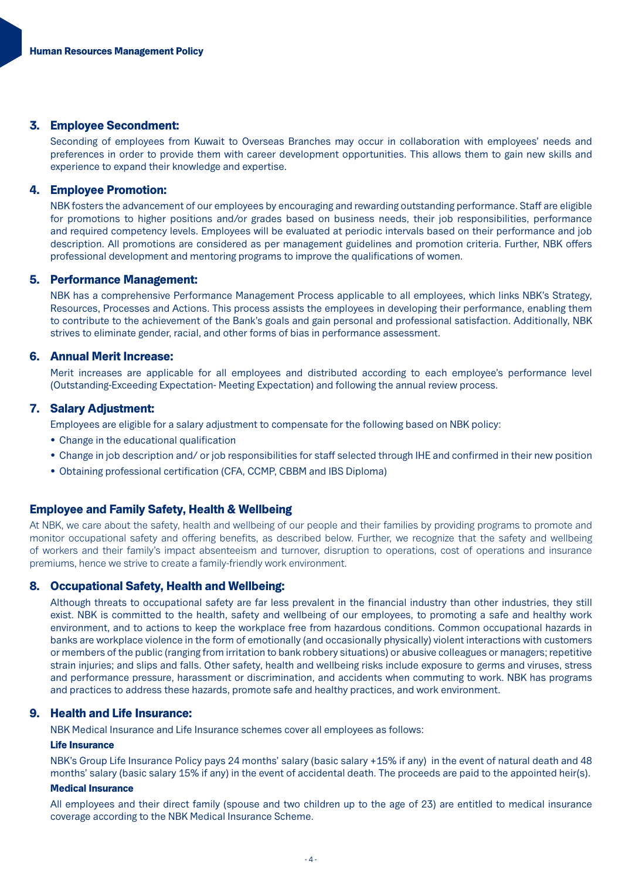### 3. Employee Secondment:

Seconding of employees from Kuwait to Overseas Branches may occur in collaboration with employees' needs and preferences in order to provide them with career development opportunities. This allows them to gain new skills and experience to expand their knowledge and expertise.

### 4. Employee Promotion:

NBK fosters the advancement of our employees by encouraging and rewarding outstanding performance. Staff are eligible for promotions to higher positions and/or grades based on business needs, their job responsibilities, performance and required competency levels. Employees will be evaluated at periodic intervals based on their performance and job description. All promotions are considered as per management guidelines and promotion criteria. Further, NBK offers professional development and mentoring programs to improve the qualifications of women.

### 5. Performance Management:

NBK has a comprehensive Performance Management Process applicable to all employees, which links NBK's Strategy, Resources, Processes and Actions. This process assists the employees in developing their performance, enabling them to contribute to the achievement of the Bank's goals and gain personal and professional satisfaction. Additionally, NBK strives to eliminate gender, racial, and other forms of bias in performance assessment.

### 6. Annual Merit Increase:

Merit increases are applicable for all employees and distributed according to each employee's performance level (Outstanding-Exceeding Expectation- Meeting Expectation) and following the annual review process.

### 7. Salary Adjustment:

Employees are eligible for a salary adjustment to compensate for the following based on NBK policy:

- Change in the educational qualification
- Change in job description and/ or job responsibilities for staff selected through IHE and confirmed in their new position
- Obtaining professional certification (CFA, CCMP, CBBM and IBS Diploma)

## Employee and Family Safety, Health & Wellbeing

At NBK, we care about the safety, health and wellbeing of our people and their families by providing programs to promote and monitor occupational safety and offering benefits, as described below. Further, we recognize that the safety and wellbeing of workers and their family's impact absenteeism and turnover, disruption to operations, cost of operations and insurance premiums, hence we strive to create a family-friendly work environment.

### 8. Occupational Safety, Health and Wellbeing:

Although threats to occupational safety are far less prevalent in the financial industry than other industries, they still exist. NBK is committed to the health, safety and wellbeing of our employees, to promoting a safe and healthy work environment, and to actions to keep the workplace free from hazardous conditions. Common occupational hazards in banks are workplace violence in the form of emotionally (and occasionally physically) violent interactions with customers or members of the public (ranging from irritation to bank robbery situations) or abusive colleagues or managers; repetitive strain injuries; and slips and falls. Other safety, health and wellbeing risks include exposure to germs and viruses, stress and performance pressure, harassment or discrimination, and accidents when commuting to work. NBK has programs and practices to address these hazards, promote safe and healthy practices, and work environment.

### 9. Health and Life Insurance:

NBK Medical Insurance and Life Insurance schemes cover all employees as follows:

**Life Insurance**

NBK's Group Life Insurance Policy pays 24 months' salary (basic salary +15% if any) in the event of natural death and 48 months' salary (basic salary 15% if any) in the event of accidental death. The proceeds are paid to the appointed heir(s).

**Medical Insurance**

All employees and their direct family (spouse and two children up to the age of 23) are entitled to medical insurance coverage according to the NBK Medical Insurance Scheme.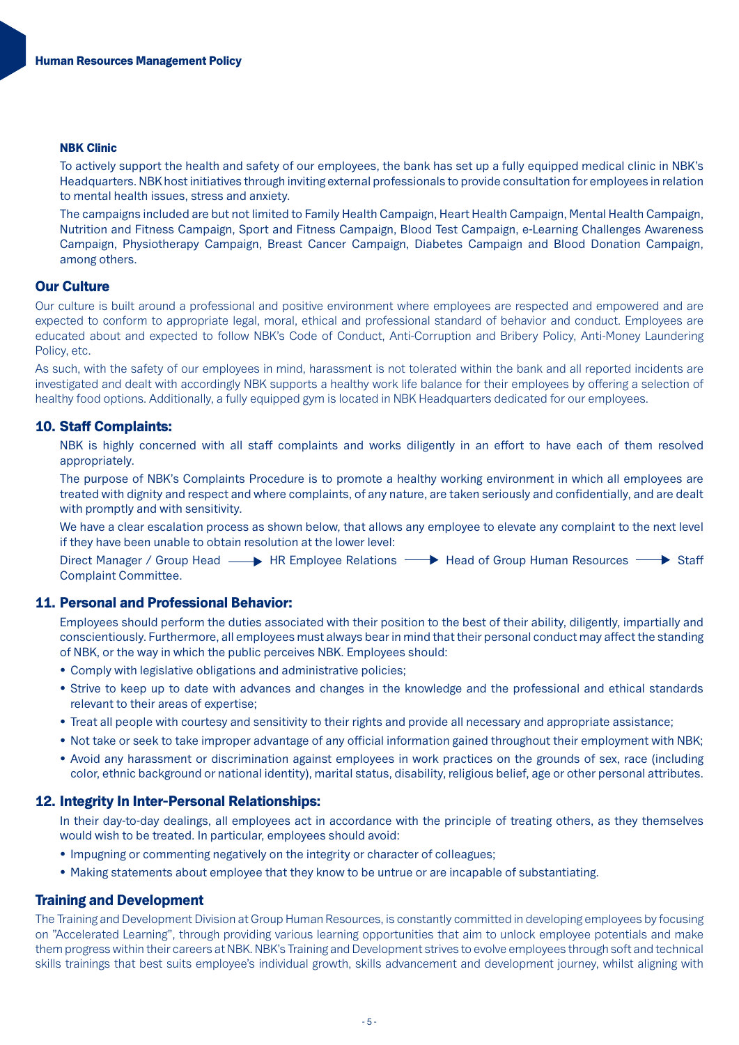### NBK Clinic

To actively support the health and safety of our employees, the bank has set up a fully equipped medical clinic in NBK's Headquarters. NBK host initiatives through inviting external professionals to provide consultation for employees in relation to mental health issues, stress and anxiety.

The campaigns included are but not limited to Family Health Campaign, Heart Health Campaign, Mental Health Campaign, Nutrition and Fitness Campaign, Sport and Fitness Campaign, Blood Test Campaign, e-Learning Challenges Awareness Campaign, Physiotherapy Campaign, Breast Cancer Campaign, Diabetes Campaign and Blood Donation Campaign, among others.

## Our Culture

Our culture is built around a professional and positive environment where employees are respected and empowered and are expected to conform to appropriate legal, moral, ethical and professional standard of behavior and conduct. Employees are educated about and expected to follow NBK's Code of Conduct, Anti-Corruption and Bribery Policy, Anti-Money Laundering Policy, etc.

As such, with the safety of our employees in mind, harassment is not tolerated within the bank and all reported incidents are investigated and dealt with accordingly NBK supports a healthy work life balance for their employees by offering a selection of healthy food options. Additionally, a fully equipped gym is located in NBK Headquarters dedicated for our employees.

## 10. Staff Complaints:

NBK is highly concerned with all staff complaints and works diligently in an effort to have each of them resolved appropriately.

The purpose of NBK's Complaints Procedure is to promote a healthy working environment in which all employees are treated with dignity and respect and where complaints, of any nature, are taken seriously and confidentially, and are dealt with promptly and with sensitivity.

We have a clear escalation process as shown below, that allows any employee to elevate any complaint to the next level if they have been unable to obtain resolution at the lower level:

Direct Manager / Group Head → HR Employee Relations → Head of Group Human Resources → Staff Complaint Committee.

## 11. Personal and Professional Behavior:

Employees should perform the duties associated with their position to the best of their ability, diligently, impartially and conscientiously. Furthermore, all employees must always bear in mind that their personal conduct may affect the standing of NBK, or the way in which the public perceives NBK. Employees should:

- Comply with legislative obligations and administrative policies;
- Strive to keep up to date with advances and changes in the knowledge and the professional and ethical standards relevant to their areas of expertise;
- Treat all people with courtesy and sensitivity to their rights and provide all necessary and appropriate assistance;
- Not take or seek to take improper advantage of any official information gained throughout their employment with NBK;
- Avoid any harassment or discrimination against employees in work practices on the grounds of sex, race (including color, ethnic background or national identity), marital status, disability, religious belief, age or other personal attributes.

## 12. Integrity In Inter-Personal Relationships:

In their day-to-day dealings, all employees act in accordance with the principle of treating others, as they themselves would wish to be treated. In particular, employees should avoid:

- Impugning or commenting negatively on the integrity or character of colleagues;
- Making statements about employee that they know to be untrue or are incapable of substantiating.

## Training and Development

The Training and Development Division at Group Human Resources, is constantly committed in developing employees by focusing on "Accelerated Learning", through providing various learning opportunities that aim to unlock employee potentials and make them progress within their careers at NBK. NBK's Training and Development strives to evolve employees through soft and technical skills trainings that best suits employee's individual growth, skills advancement and development journey, whilst aligning with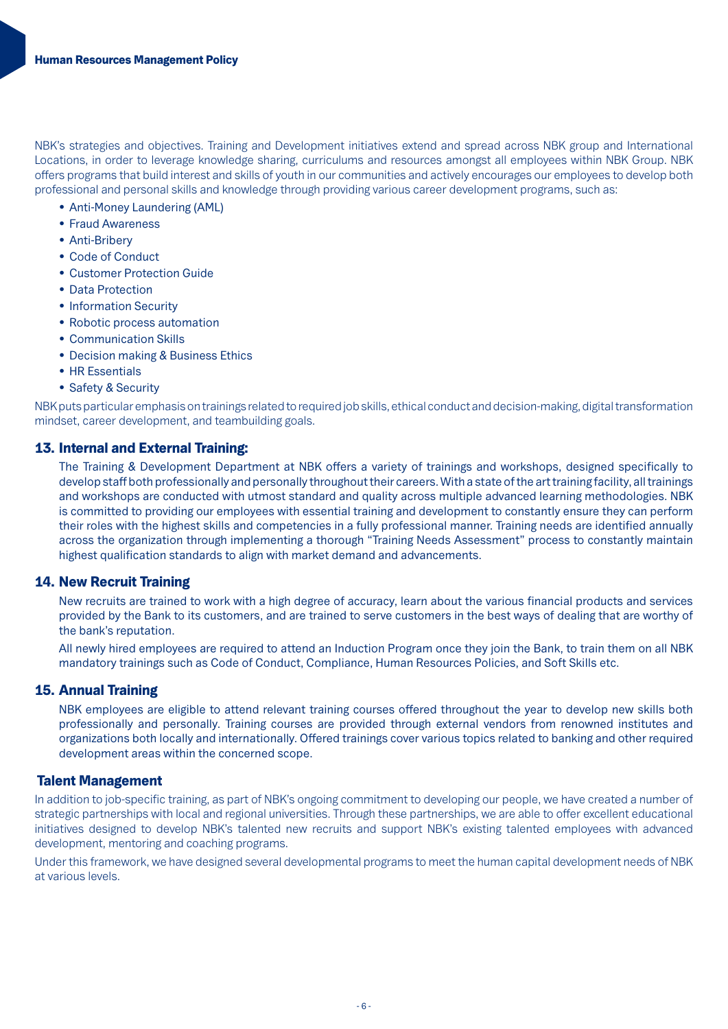NBK's strategies and objectives. Training and Development initiatives extend and spread across NBK group and International Locations, in order to leverage knowledge sharing, curriculums and resources amongst all employees within NBK Group. NBK offers programs that build interest and skills of youth in our communities and actively encourages our employees to develop both professional and personal skills and knowledge through providing various career development programs, such as:

- Anti-Money Laundering (AML)
- Fraud Awareness
- Anti-Bribery
- Code of Conduct
- Customer Protection Guide
- Data Protection
- Information Security
- Robotic process automation
- Communication Skills
- Decision making & Business Ethics
- HR Essentials
- Safety & Security

NBK puts particular emphasis on trainings related to required job skills, ethical conduct and decision-making, digital transformation mindset, career development, and teambuilding goals.

## 13. Internal and External Training:

The Training & Development Department at NBK offers a variety of trainings and workshops, designed specifically to develop staff both professionally and personally throughout their careers. With a state of the art training facility, all trainings and workshops are conducted with utmost standard and quality across multiple advanced learning methodologies. NBK is committed to providing our employees with essential training and development to constantly ensure they can perform their roles with the highest skills and competencies in a fully professional manner. Training needs are identified annually across the organization through implementing a thorough "Training Needs Assessment" process to constantly maintain highest qualification standards to align with market demand and advancements.

## 14. New Recruit Training

New recruits are trained to work with a high degree of accuracy, learn about the various financial products and services provided by the Bank to its customers, and are trained to serve customers in the best ways of dealing that are worthy of the bank's reputation.

All newly hired employees are required to attend an Induction Program once they join the Bank, to train them on all NBK mandatory trainings such as Code of Conduct, Compliance, Human Resources Policies, and Soft Skills etc.

## 15. Annual Training

NBK employees are eligible to attend relevant training courses offered throughout the year to develop new skills both professionally and personally. Training courses are provided through external vendors from renowned institutes and organizations both locally and internationally. Offered trainings cover various topics related to banking and other required development areas within the concerned scope.

## Talent Management

In addition to job-specific training, as part of NBK's ongoing commitment to developing our people, we have created a number of strategic partnerships with local and regional universities. Through these partnerships, we are able to offer excellent educational initiatives designed to develop NBK's talented new recruits and support NBK's existing talented employees with advanced development, mentoring and coaching programs.

Under this framework, we have designed several developmental programs to meet the human capital development needs of NBK at various levels.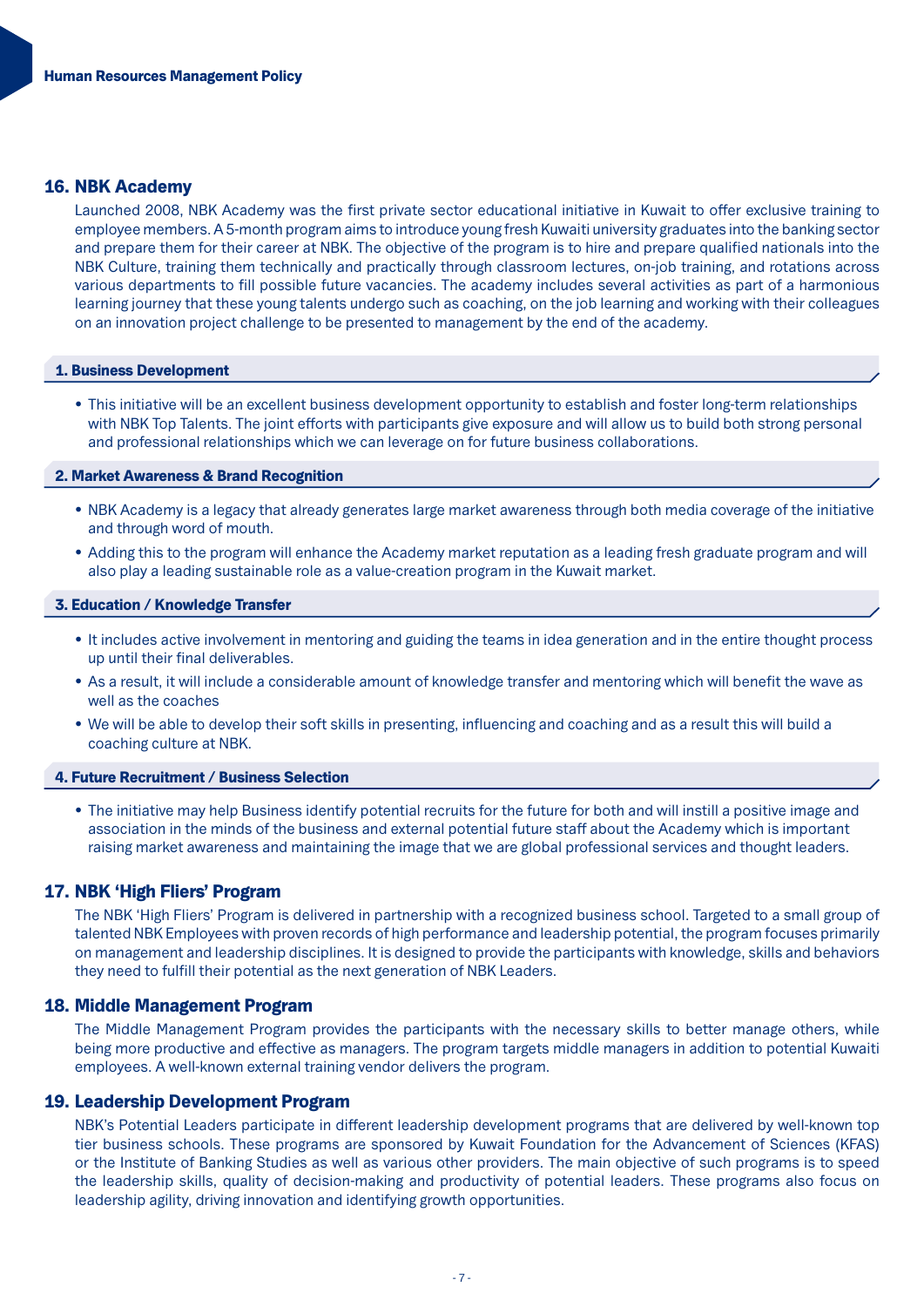## 16. NBK Academy

Launched 2008, NBK Academy was the first private sector educational initiative in Kuwait to offer exclusive training to employee members. A 5-month program aims to introduce young fresh Kuwaiti university graduates into the banking sector and prepare them for their career at NBK. The objective of the program is to hire and prepare qualified nationals into the NBK Culture, training them technically and practically through classroom lectures, on-job training, and rotations across various departments to fill possible future vacancies. The academy includes several activities as part of a harmonious learning journey that these young talents undergo such as coaching, on the job learning and working with their colleagues on an innovation project challenge to be presented to management by the end of the academy.

### 1. Business Development

- This initiative will be an excellent business development opportunity to establish and foster long-term relationships with NBK Top Talents. The joint efforts with participants give exposure and will allow us to build both strong personal and professional relationships which we can leverage on for future business collaborations.

### 2. Market Awareness & Brand Recognition

- NBK Academy is a legacy that already generates large market awareness through both media coverage of the initiative and through word of mouth.
- Adding this to the program will enhance the Academy market reputation as a leading fresh graduate program and will also play a leading sustainable role as a value-creation program in the Kuwait market.

### 3. Education / Knowledge Transfer

- It includes active involvement in mentoring and guiding the teams in idea generation and in the entire thought process up until their final deliverables.
- As a result, it will include a considerable amount of knowledge transfer and mentoring which will benefit the wave as well as the coaches
- We will be able to develop their soft skills in presenting, influencing and coaching and as a result this will build a coaching culture at NBK.

### 4. Future Recruitment / Business Selection

- The initiative may help Business identify potential recruits for the future for both and will instill a positive image and association in the minds of the business and external potential future staff about the Academy which is important raising market awareness and maintaining the image that we are global professional services and thought leaders.

## 17. NBK 'High Fliers' Program

The NBK 'High Fliers' Program is delivered in partnership with a recognized business school. Targeted to a small group of talented NBK Employees with proven records of high performance and leadership potential, the program focuses primarily on management and leadership disciplines. It is designed to provide the participants with knowledge, skills and behaviors they need to fulfill their potential as the next generation of NBK Leaders.

## 18. Middle Management Program

The Middle Management Program provides the participants with the necessary skills to better manage others, while being more productive and effective as managers. The program targets middle managers in addition to potential Kuwaiti employees. A well-known external training vendor delivers the program.

## 19. Leadership Development Program

NBK's Potential Leaders participate in different leadership development programs that are delivered by well-known top tier business schools. These programs are sponsored by Kuwait Foundation for the Advancement of Sciences (KFAS) or the Institute of Banking Studies as well as various other providers. The main objective of such programs is to speed the leadership skills, quality of decision-making and productivity of potential leaders. These programs also focus on leadership agility, driving innovation and identifying growth opportunities.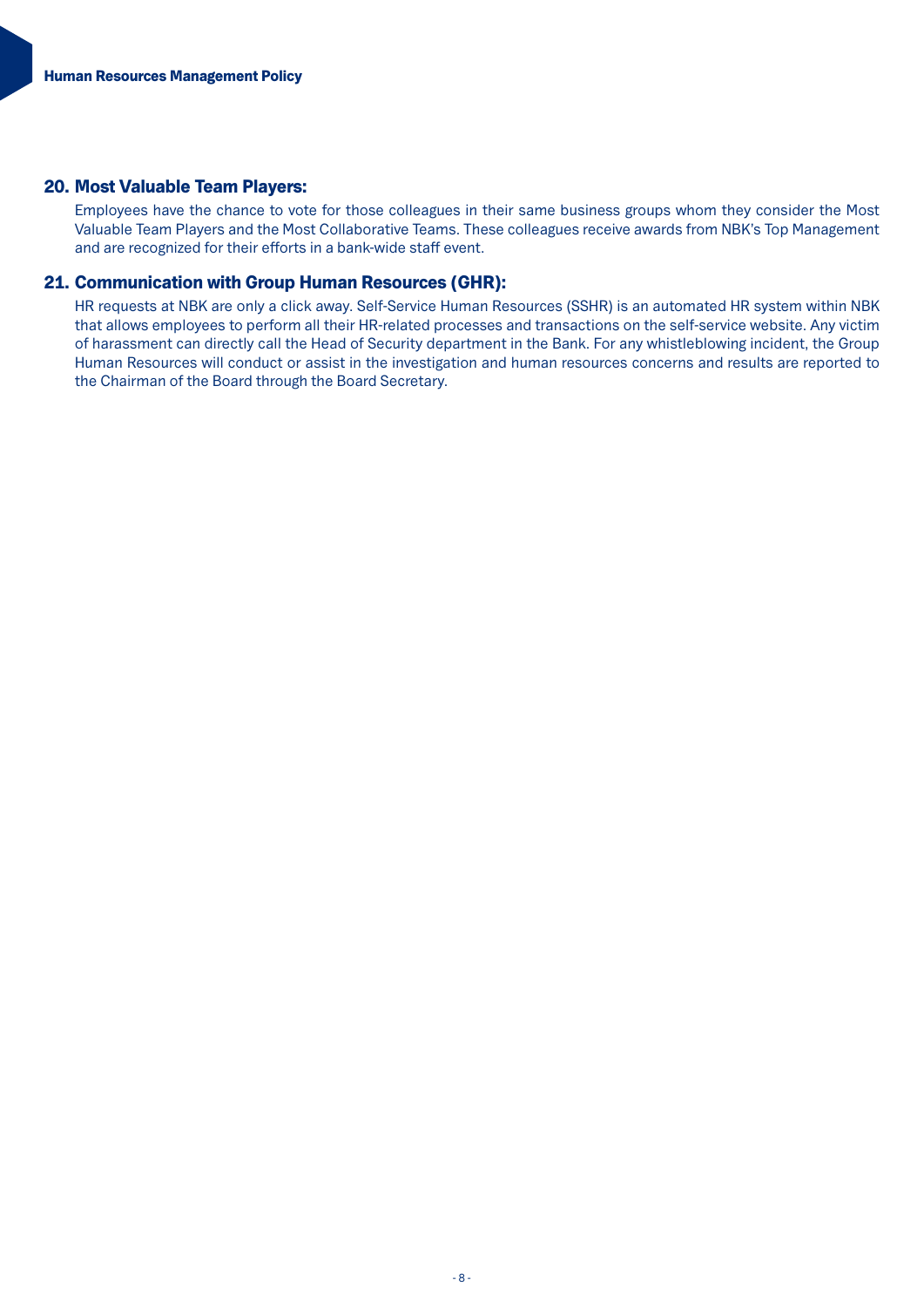## 20. Most Valuable Team Players:

Employees have the chance to vote for those colleagues in their same business groups whom they consider the Most Valuable Team Players and the Most Collaborative Teams. These colleagues receive awards from NBK's Top Management and are recognized for their efforts in a bank-wide staff event.

## 21. Communication with Group Human Resources (GHR):

HR requests at NBK are only a click away. Self-Service Human Resources (SSHR) is an automated HR system within NBK that allows employees to perform all their HR-related processes and transactions on the self-service website. Any victim of harassment can directly call the Head of Security department in the Bank. For any whistleblowing incident, the Group Human Resources will conduct or assist in the investigation and human resources concerns and results are reported to the Chairman of the Board through the Board Secretary.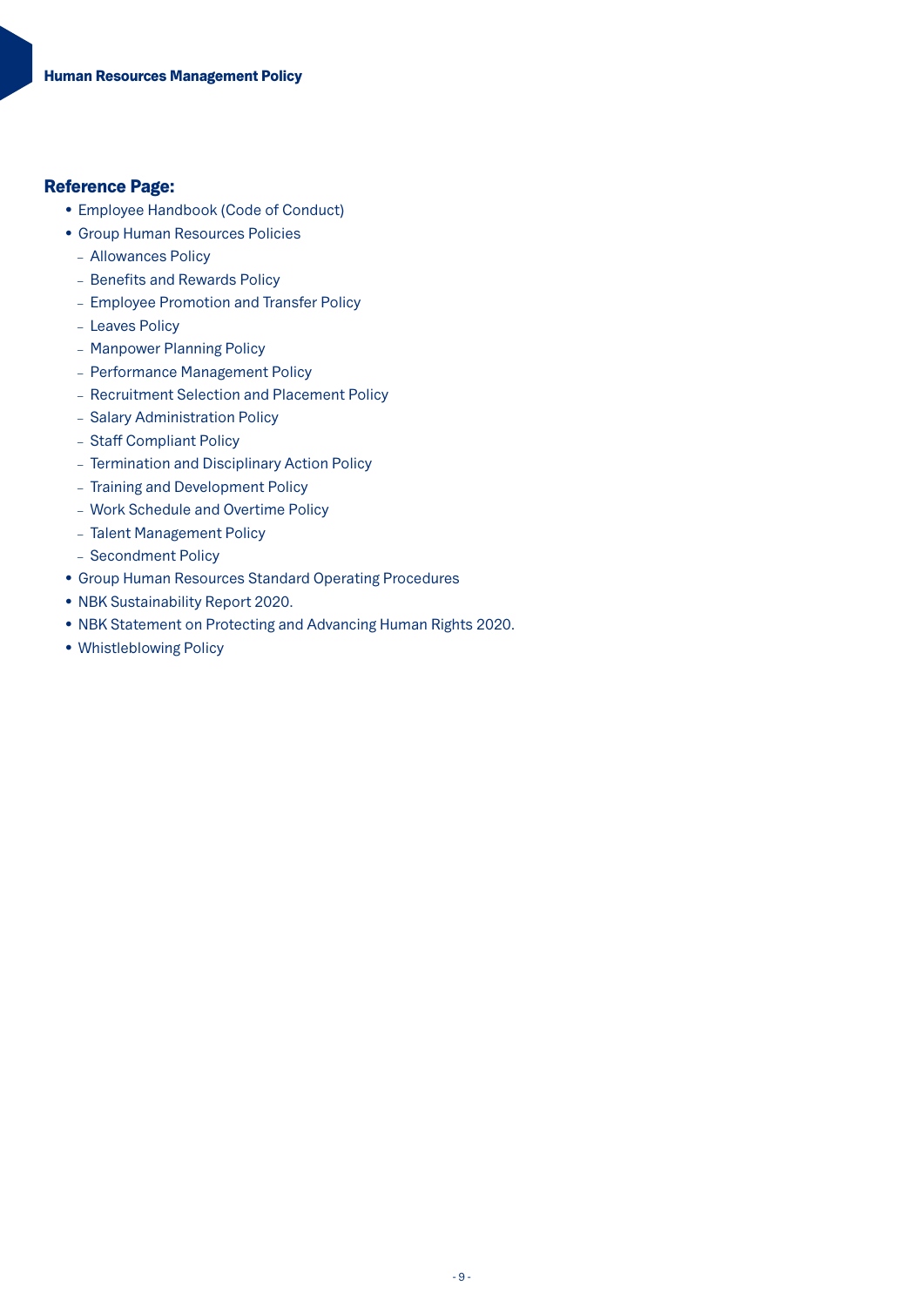## Reference Page:

- Employee Handbook (Code of Conduct)
- Group Human Resources Policies
  - Allowances Policy
  - Benefits and Rewards Policy
  - Employee Promotion and Transfer Policy
  - Leaves Policy
  - Manpower Planning Policy
  - Performance Management Policy
  - Recruitment Selection and Placement Policy
  - Salary Administration Policy
  - Staff Compliant Policy
  - Termination and Disciplinary Action Policy
  - Training and Development Policy
  - Work Schedule and Overtime Policy
  - Talent Management Policy
  - Secondment Policy
- Group Human Resources Standard Operating Procedures
- NBK Sustainability Report 2020.
- NBK Statement on Protecting and Advancing Human Rights 2020.
- Whistleblowing Policy